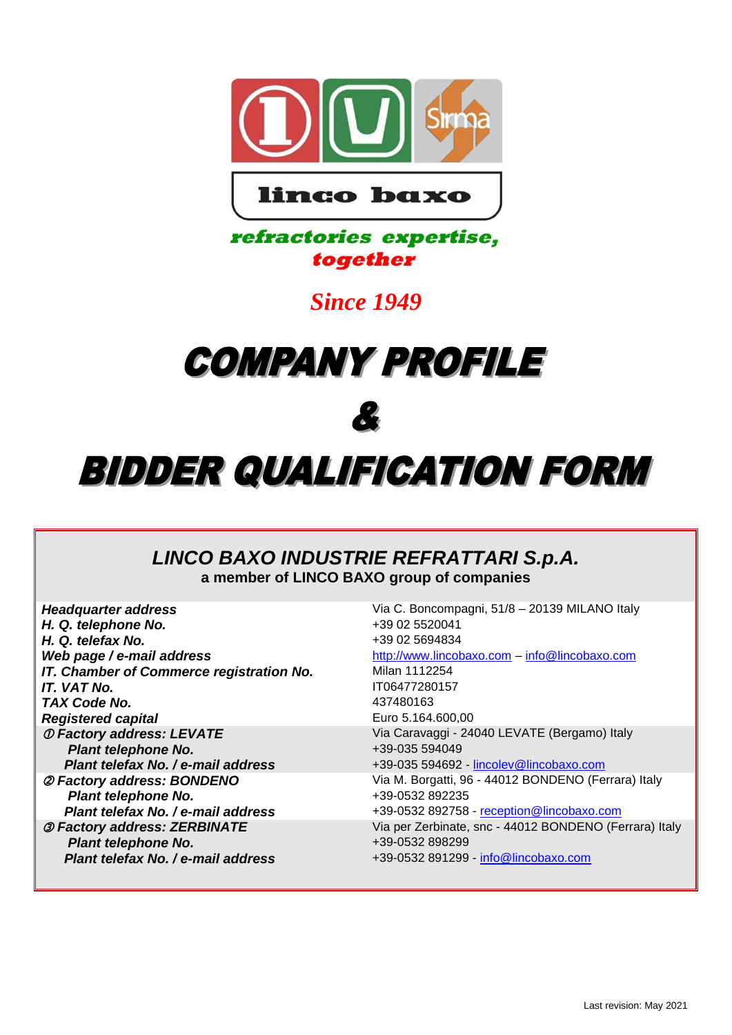linco baxo

*refractories expertise, together*

*Since 1949*

# COMPANY PROFILE

# &

# BIDDER QUALIFICATION FORM

## *LINCO BAXO INDUSTRIE REFRATTARI S.p.A.*

**a member of LINCO BAXO group of companies**

| | |
|---|---|
| ***Headquarter address*** | Via C. Boncompagni, 51/8 – 20139 MILANO Italy |
| ***H. Q. telephone No.*** | +39 02 5520041 |
| ***H. Q. telefax No.*** | +39 02 5694834 |
| ***Web page / e-mail address*** | http://www.lincobaxo.com – info@lincobaxo.com |
| ***IT. Chamber of Commerce registration No.*** | Milan 1112254 |
| ***IT. VAT No.*** | IT06477280157 |
| ***TAX Code No.*** | 437480163 |
| ***Registered capital*** | Euro 5.164.600,00 |
| ***① Factory address: LEVATE*** | Via Caravaggi - 24040 LEVATE (Bergamo) Italy |
| ***Plant telephone No.*** | +39-035 594049 |
| ***Plant telefax No. / e-mail address*** | +39-035 594692 - lincolev@lincobaxo.com |
| ***② Factory address: BONDENO*** | Via M. Borgatti, 96 - 44012 BONDENO (Ferrara) Italy |
| ***Plant telephone No.*** | +39-0532 892235 |
| ***Plant telefax No. / e-mail address*** | +39-0532 892758 - reception@lincobaxo.com |
| ***③ Factory address: ZERBINATE*** | Via per Zerbinate, snc - 44012 BONDENO (Ferrara) Italy |
| ***Plant telephone No.*** | +39-0532 898299 |
| ***Plant telefax No. / e-mail address*** | +39-0532 891299 - info@lincobaxo.com |

Last revision: May 2021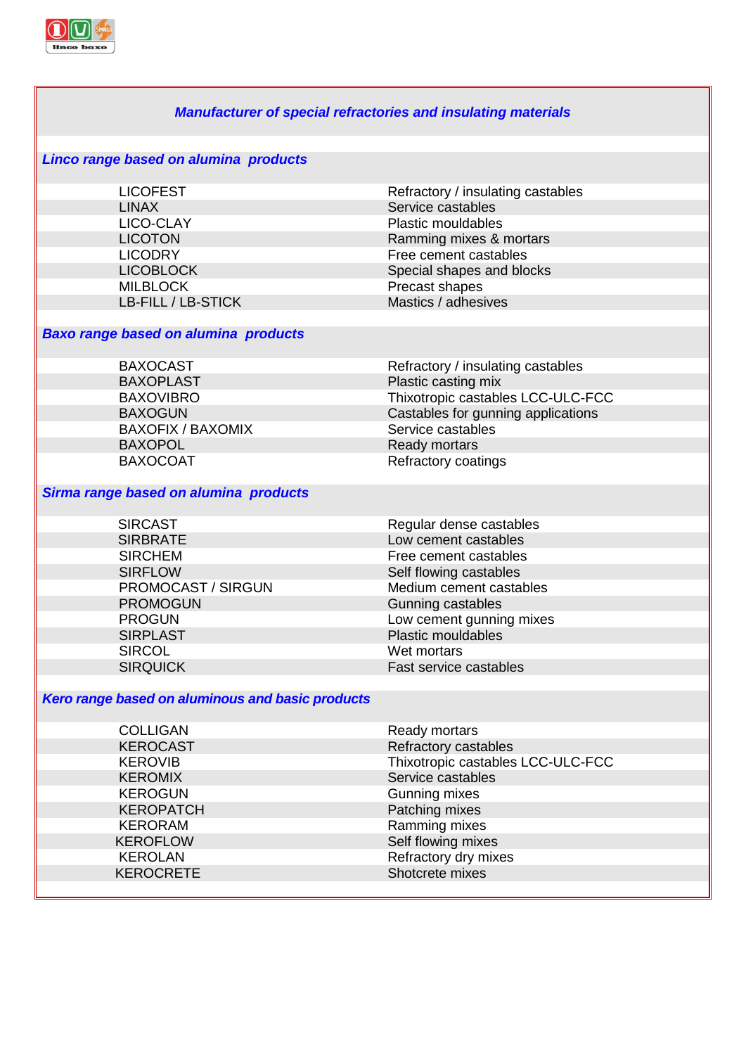## *Manufacturer of special refractories and insulating materials*

### *Linco range based on alumina products*

| | |
|---|---|
| LICOFEST | Refractory / insulating castables |
| LINAX | Service castables |
| LICO-CLAY | Plastic mouldables |
| LICOTON | Ramming mixes & mortars |
| LICODRY | Free cement castables |
| LICOBLOCK | Special shapes and blocks |
| MILBLOCK | Precast shapes |
| LB-FILL / LB-STICK | Mastics / adhesives |

### *Baxo range based on alumina products*

| | |
|---|---|
| BAXOCAST | Refractory / insulating castables |
| BAXOPLAST | Plastic casting mix |
| BAXOVIBRO | Thixotropic castables LCC-ULC-FCC |
| BAXOGUN | Castables for gunning applications |
| BAXOFIX / BAXOMIX | Service castables |
| BAXOPOL | Ready mortars |
| BAXOCOAT | Refractory coatings |

### *Sirma range based on alumina products*

| | |
|---|---|
| SIRCAST | Regular dense castables |
| SIRBRATE | Low cement castables |
| SIRCHEM | Free cement castables |
| SIRFLOW | Self flowing castables |
| PROMOCAST / SIRGUN | Medium cement castables |
| PROMOGUN | Gunning castables |
| PROGUN | Low cement gunning mixes |
| SIRPLAST | Plastic mouldables |
| SIRCOL | Wet mortars |
| SIRQUICK | Fast service castables |

### *Kero range based on aluminous and basic products*

| | |
|---|---|
| COLLIGAN | Ready mortars |
| KEROCAST | Refractory castables |
| KEROVIB | Thixotropic castables LCC-ULC-FCC |
| KEROMIX | Service castables |
| KEROGUN | Gunning mixes |
| KEROPATCH | Patching mixes |
| KERORAM | Ramming mixes |
| KEROFLOW | Self flowing mixes |
| KEROLAN | Refractory dry mixes |
| KEROCRETE | Shotcrete mixes |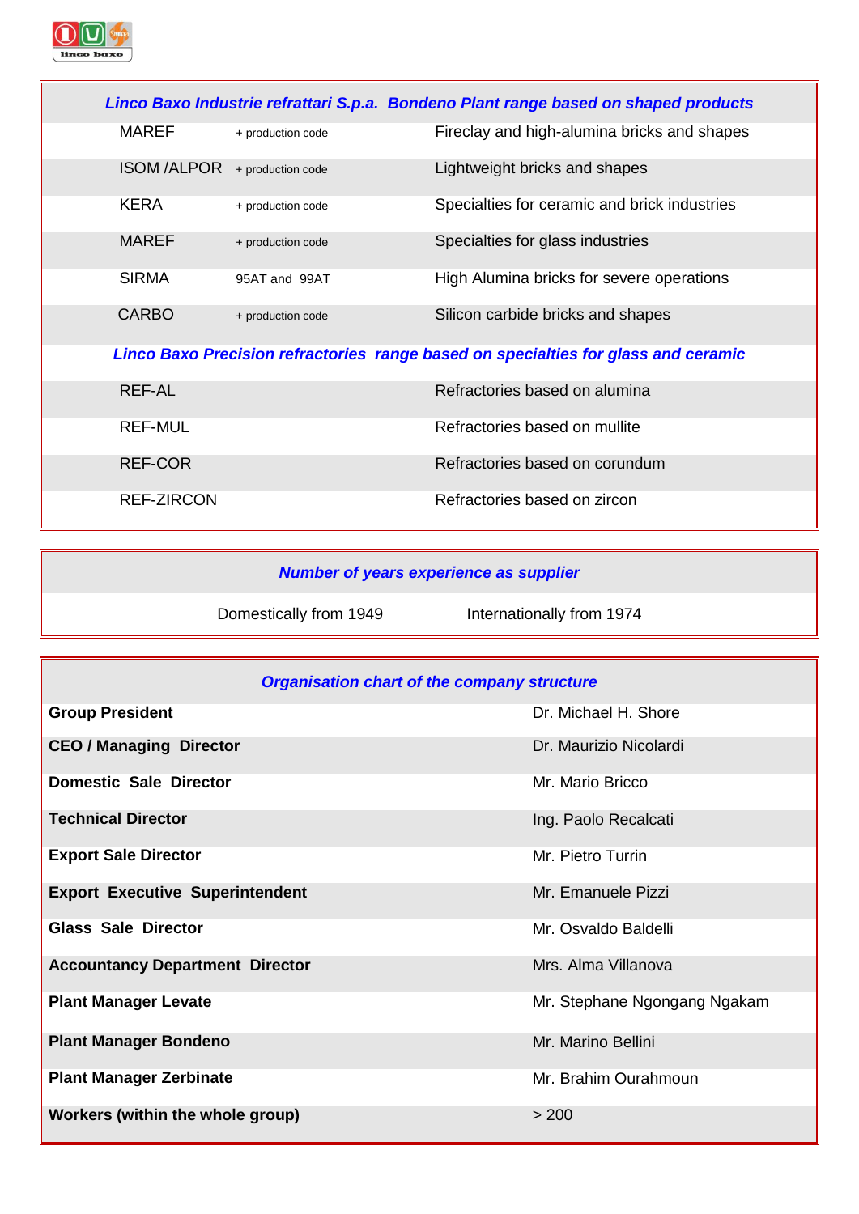| Linco Baxo Industrie refrattari S.p.a. Bondeno Plant range based on shaped products | | |
|---|---|---|
| MAREF | + production code | Fireclay and high-alumina bricks and shapes |
| ISOM /ALPOR | + production code | Lightweight bricks and shapes |
| KERA | + production code | Specialties for ceramic and brick industries |
| MAREF | + production code | Specialties for glass industries |
| SIRMA | 95AT and 99AT | High Alumina bricks for severe operations |
| CARBO | + production code | Silicon carbide bricks and shapes |
| **Linco Baxo Precision refractories range based on specialties for glass and ceramic** | | |
| REF-AL | | Refractories based on alumina |
| REF-MUL | | Refractories based on mullite |
| REF-COR | | Refractories based on corundum |
| REF-ZIRCON | | Refractories based on zircon |

| Number of years experience as supplier | |
|---|---|
| Domestically from 1949 | Internationally from 1974 |

| Organisation chart of the company structure | |
|---|---|
| **Group President** | Dr. Michael H. Shore |
| **CEO / Managing Director** | Dr. Maurizio Nicolardi |
| **Domestic Sale Director** | Mr. Mario Bricco |
| **Technical Director** | Ing. Paolo Recalcati |
| **Export Sale Director** | Mr. Pietro Turrin |
| **Export Executive Superintendent** | Mr. Emanuele Pizzi |
| **Glass Sale Director** | Mr. Osvaldo Baldelli |
| **Accountancy Department Director** | Mrs. Alma Villanova |
| **Plant Manager Levate** | Mr. Stephane Ngongang Ngakam |
| **Plant Manager Bondeno** | Mr. Marino Bellini |
| **Plant Manager Zerbinate** | Mr. Brahim Ourahmoun |
| **Workers (within the whole group)** | > 200 |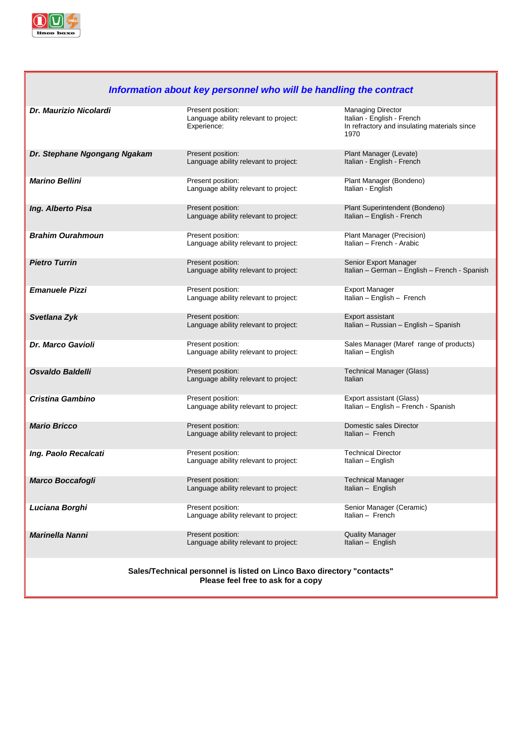## *Information about key personnel who will be handling the contract*

| | | |
|---|---|---|
| ***Dr. Maurizio Nicolardi*** | Present position:<br>Language ability relevant to project:<br>Experience: | Managing Director<br>Italian - English - French<br>In refractory and insulating materials since 1970 |
| ***Dr. Stephane Ngongang Ngakam*** | Present position:<br>Language ability relevant to project: | Plant Manager (Levate)<br>Italian - English - French |
| ***Marino Bellini*** | Present position:<br>Language ability relevant to project: | Plant Manager (Bondeno)<br>Italian - English |
| ***Ing. Alberto Pisa*** | Present position:<br>Language ability relevant to project: | Plant Superintendent (Bondeno)<br>Italian – English - French |
| ***Brahim Ourahmoun*** | Present position:<br>Language ability relevant to project: | Plant Manager (Precision)<br>Italian – French - Arabic |
| ***Pietro Turrin*** | Present position:<br>Language ability relevant to project: | Senior Export Manager<br>Italian – German – English – French - Spanish |
| ***Emanuele Pizzi*** | Present position:<br>Language ability relevant to project: | Export Manager<br>Italian – English – French |
| ***Svetlana Zyk*** | Present position:<br>Language ability relevant to project: | Export assistant<br>Italian – Russian – English – Spanish |
| ***Dr. Marco Gavioli*** | Present position:<br>Language ability relevant to project: | Sales Manager (Maref range of products)<br>Italian – English |
| ***Osvaldo Baldelli*** | Present position:<br>Language ability relevant to project: | Technical Manager (Glass)<br>Italian |
| ***Cristina Gambino*** | Present position:<br>Language ability relevant to project: | Export assistant (Glass)<br>Italian – English – French - Spanish |
| ***Mario Bricco*** | Present position:<br>Language ability relevant to project: | Domestic sales Director<br>Italian – French |
| ***Ing. Paolo Recalcati*** | Present position:<br>Language ability relevant to project: | Technical Director<br>Italian – English |
| ***Marco Boccafogli*** | Present position:<br>Language ability relevant to project: | Technical Manager<br>Italian – English |
| ***Luciana Borghi*** | Present position:<br>Language ability relevant to project: | Senior Manager (Ceramic)<br>Italian – French |
| ***Marinella Nanni*** | Present position:<br>Language ability relevant to project: | Quality Manager<br>Italian – English |

**Sales/Technical personnel is listed on Linco Baxo directory "contacts"**
**Please feel free to ask for a copy**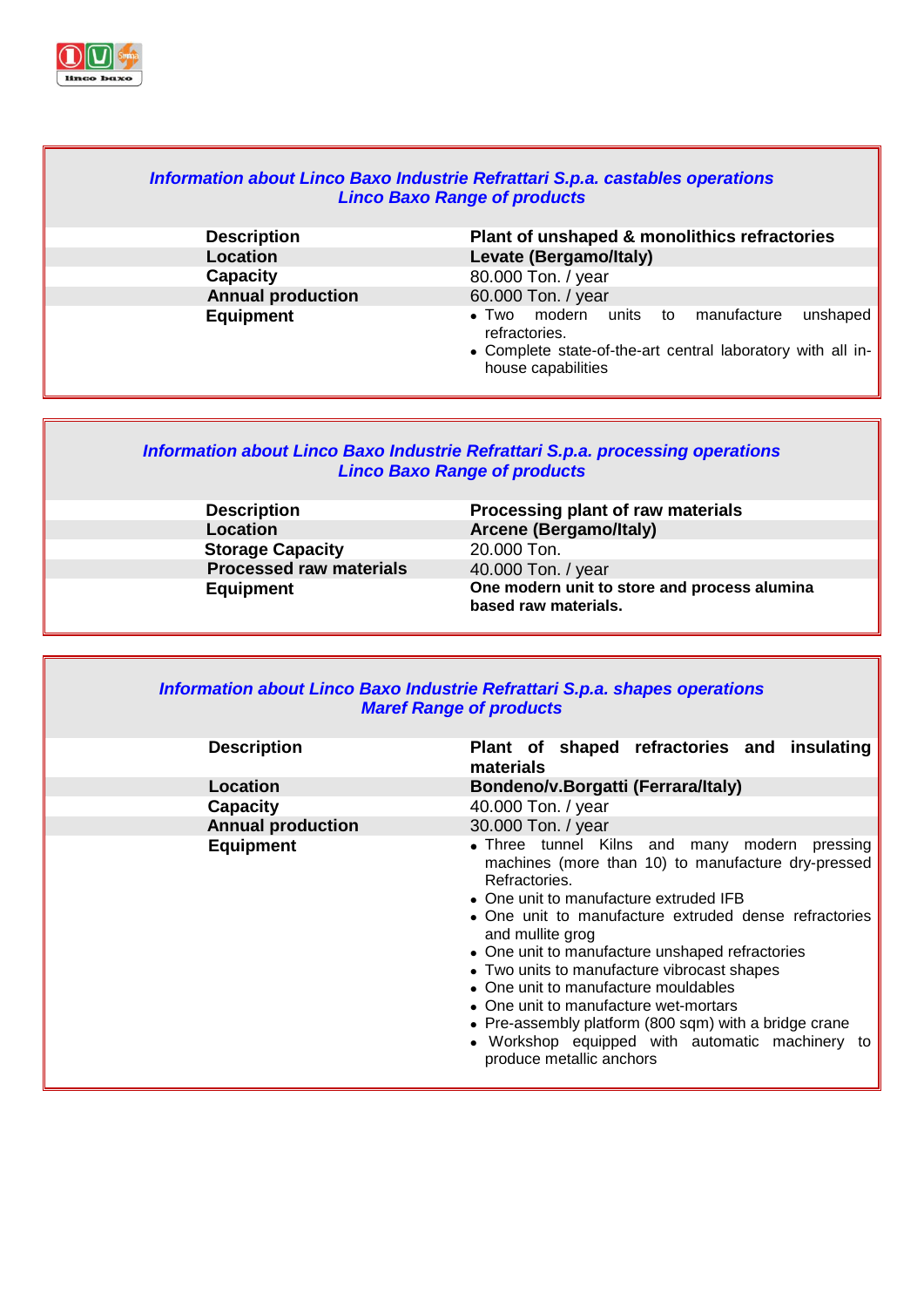### *Information about Linco Baxo Industrie Refrattari S.p.a. castables operations*
### *Linco Baxo Range of products*

| | |
|---|---|
| **Description** | **Plant of unshaped & monolithics refractories** |
| **Location** | **Levate (Bergamo/Italy)** |
| **Capacity** | 80.000 Ton. / year |
| **Annual production** | 60.000 Ton. / year |
| **Equipment** | • Two modern units to manufacture unshaped refractories.<br>• Complete state-of-the-art central laboratory with all in-house capabilities |

### *Information about Linco Baxo Industrie Refrattari S.p.a. processing operations*
### *Linco Baxo Range of products*

| | |
|---|---|
| **Description** | **Processing plant of raw materials** |
| **Location** | **Arcene (Bergamo/Italy)** |
| **Storage Capacity** | 20.000 Ton. |
| **Processed raw materials** | 40.000 Ton. / year |
| **Equipment** | **One modern unit to store and process alumina based raw materials.** |

### *Information about Linco Baxo Industrie Refrattari S.p.a. shapes operations*
### *Maref Range of products*

| | |
|---|---|
| **Description** | **Plant of shaped refractories and insulating materials** |
| **Location** | **Bondeno/v.Borgatti (Ferrara/Italy)** |
| **Capacity** | 40.000 Ton. / year |
| **Annual production** | 30.000 Ton. / year |
| **Equipment** | • Three tunnel Kilns and many modern pressing machines (more than 10) to manufacture dry-pressed Refractories.<br>• One unit to manufacture extruded IFB<br>• One unit to manufacture extruded dense refractories and mullite grog<br>• One unit to manufacture unshaped refractories<br>• Two units to manufacture vibrocast shapes<br>• One unit to manufacture mouldables<br>• One unit to manufacture wet-mortars<br>• Pre-assembly platform (800 sqm) with a bridge crane<br>• Workshop equipped with automatic machinery to produce metallic anchors |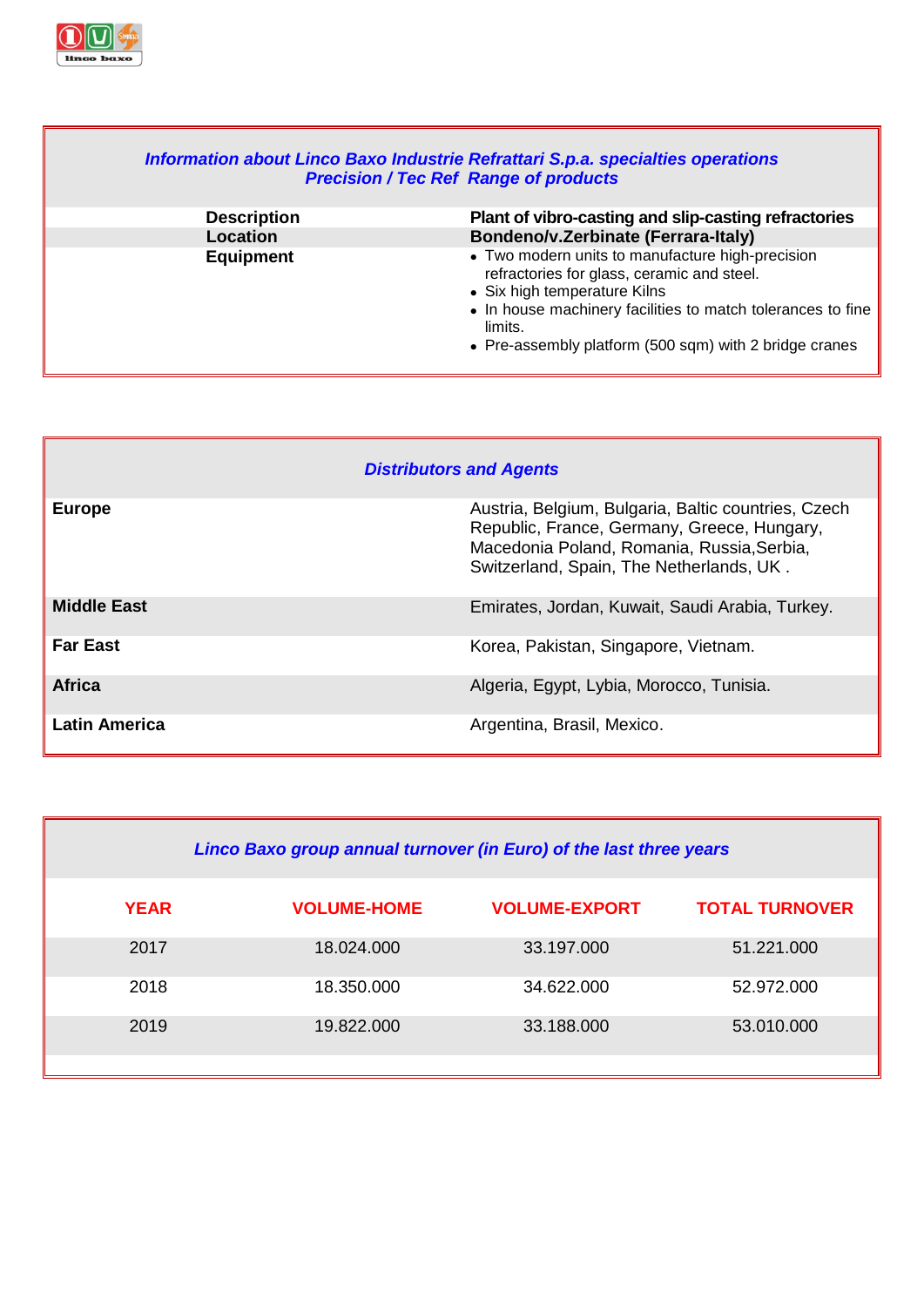## *Information about Linco Baxo Industrie Refrattari S.p.a. specialties operations Precision / Tec Ref Range of products*

| | |
|---|---|
| **Description** | **Plant of vibro-casting and slip-casting refractories** |
| **Location** | **Bondeno/v.Zerbinate (Ferrara-Italy)** |
| **Equipment** | • Two modern units to manufacture high-precision refractories for glass, ceramic and steel.<br>• Six high temperature Kilns<br>• In house machinery facilities to match tolerances to fine limits.<br>• Pre-assembly platform (500 sqm) with 2 bridge cranes |

## *Distributors and Agents*

| | |
|---|---|
| **Europe** | Austria, Belgium, Bulgaria, Baltic countries, Czech Republic, France, Germany, Greece, Hungary, Macedonia Poland, Romania, Russia,Serbia, Switzerland, Spain, The Netherlands, UK . |
| **Middle East** | Emirates, Jordan, Kuwait, Saudi Arabia, Turkey. |
| **Far East** | Korea, Pakistan, Singapore, Vietnam. |
| **Africa** | Algeria, Egypt, Lybia, Morocco, Tunisia. |
| **Latin America** | Argentina, Brasil, Mexico. |

## *Linco Baxo group annual turnover (in Euro) of the last three years*

| YEAR | VOLUME-HOME | VOLUME-EXPORT | TOTAL TURNOVER |
|---|---|---|---|
| 2017 | 18.024.000 | 33.197.000 | 51.221.000 |
| 2018 | 18.350.000 | 34.622.000 | 52.972.000 |
| 2019 | 19.822.000 | 33.188.000 | 53.010.000 |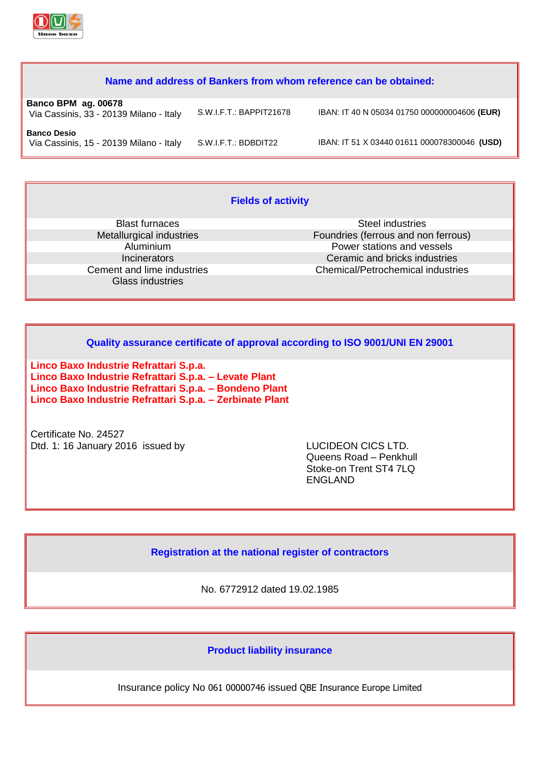## Name and address of Bankers from whom reference can be obtained:

| | | |
|---|---|---|
| **Banco BPM ag. 00678**<br>Via Cassinis, 33 - 20139 Milano - Italy | S.W.I.F.T.: BAPPIT21678 | IBAN: IT 40 N 05034 01750 000000004606 **(EUR)** |
| **Banco Desio**<br>Via Cassinis, 15 - 20139 Milano - Italy | S.W.I.F.T.: BDBDIT22 | IBAN: IT 51 X 03440 01611 000078300046 **(USD)** |

## Fields of activity

| | |
|---|---|
| Blast furnaces | Steel industries |
| Metallurgical industries | Foundries (ferrous and non ferrous) |
| Aluminium | Power stations and vessels |
| Incinerators | Ceramic and bricks industries |
| Cement and lime industries | Chemical/Petrochemical industries |
| Glass industries | |

## Quality assurance certificate of approval according to ISO 9001/UNI EN 29001

**Linco Baxo Industrie Refrattari S.p.a.**
**Linco Baxo Industrie Refrattari S.p.a. – Levate Plant**
**Linco Baxo Industrie Refrattari S.p.a. – Bondeno Plant**
**Linco Baxo Industrie Refrattari S.p.a. – Zerbinate Plant**

Certificate No. 24527
Dtd. 1: 16 January 2016 issued by

LUCIDEON CICS LTD.
Queens Road – Penkhull
Stoke-on Trent ST4 7LQ
ENGLAND

## Registration at the national register of contractors

No. 6772912 dated 19.02.1985

## Product liability insurance

Insurance policy No 061 00000746 issued QBE Insurance Europe Limited